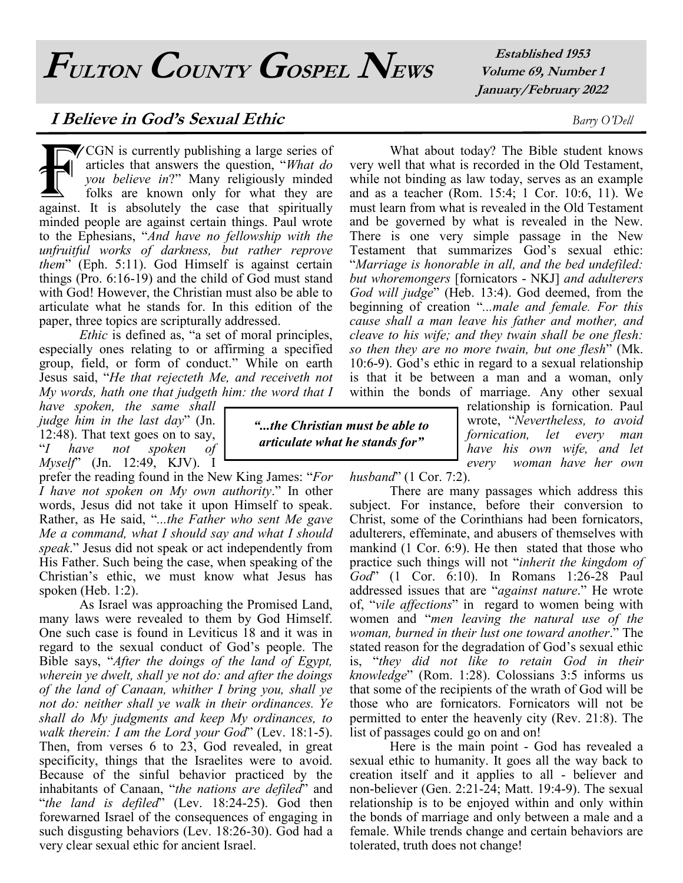# Fulton County Gospel News

**Established 1953**
**Volume 69, Number 1**
**January/February 2022**

## I Believe in God's Sexual Ethic

*Barry O'Dell*

FCGN is currently publishing a large series of articles that answers the question, "*What do you believe in*?" Many religiously minded folks are known only for what they are against. It is absolutely the case that spiritually minded people are against certain things. Paul wrote to the Ephesians, "*And have no fellowship with the unfruitful works of darkness, but rather reprove them*" (Eph. 5:11). God Himself is against certain things (Pro. 6:16-19) and the child of God must stand with God! However, the Christian must also be able to articulate what he stands for. In this edition of the paper, three topics are scripturally addressed.

*Ethic* is defined as, "a set of moral principles, especially ones relating to or affirming a specified group, field, or form of conduct." While on earth Jesus said, "*He that rejecteth Me, and receiveth not My words, hath one that judgeth him: the word that I have spoken, the same shall judge him in the last day*" (Jn. 12:48). That text goes on to say, "*I have not spoken of Myself*" (Jn. 12:49, KJV). I prefer the reading found in the New King James: "*For I have not spoken on My own authority*." In other words, Jesus did not take it upon Himself to speak. Rather, as He said, "*...the Father who sent Me gave Me a command, what I should say and what I should speak*." Jesus did not speak or act independently from His Father. Such being the case, when speaking of the Christian's ethic, we must know what Jesus has spoken (Heb. 1:2).

> ***"...the Christian must be able to articulate what he stands for"***

As Israel was approaching the Promised Land, many laws were revealed to them by God Himself. One such case is found in Leviticus 18 and it was in regard to the sexual conduct of God's people. The Bible says, "*After the doings of the land of Egypt, wherein ye dwelt, shall ye not do: and after the doings of the land of Canaan, whither I bring you, shall ye not do: neither shall ye walk in their ordinances. Ye shall do My judgments and keep My ordinances, to walk therein: I am the Lord your God*" (Lev. 18:1-5). Then, from verses 6 to 23, God revealed, in great specificity, things that the Israelites were to avoid. Because of the sinful behavior practiced by the inhabitants of Canaan, "*the nations are defiled*" and "*the land is defiled*" (Lev. 18:24-25). God then forewarned Israel of the consequences of engaging in such disgusting behaviors (Lev. 18:26-30). God had a very clear sexual ethic for ancient Israel.

What about today? The Bible student knows very well that what is recorded in the Old Testament, while not binding as law today, serves as an example and as a teacher (Rom. 15:4; 1 Cor. 10:6, 11). We must learn from what is revealed in the Old Testament and be governed by what is revealed in the New. There is one very simple passage in the New Testament that summarizes God's sexual ethic: "*Marriage is honorable in all, and the bed undefiled: but whoremongers* [fornicators - NKJ] *and adulterers God will judge*" (Heb. 13:4). God deemed, from the beginning of creation "*...male and female. For this cause shall a man leave his father and mother, and cleave to his wife; and they twain shall be one flesh: so then they are no more twain, but one flesh*" (Mk. 10:6-9). God's ethic in regard to a sexual relationship is that it be between a man and a woman, only within the bonds of marriage. Any other sexual relationship is fornication. Paul wrote, "*Nevertheless, to avoid fornication, let every man have his own wife, and let every woman have her own husband*" (1 Cor. 7:2).

There are many passages which address this subject. For instance, before their conversion to Christ, some of the Corinthians had been fornicators, adulterers, effeminate, and abusers of themselves with mankind (1 Cor. 6:9). He then stated that those who practice such things will not "*inherit the kingdom of God*" (1 Cor. 6:10). In Romans 1:26-28 Paul addressed issues that are "*against nature*." He wrote of, "*vile affections*" in regard to women being with women and "*men leaving the natural use of the woman, burned in their lust one toward another*." The stated reason for the degradation of God's sexual ethic is, "*they did not like to retain God in their knowledge*" (Rom. 1:28). Colossians 3:5 informs us that some of the recipients of the wrath of God will be those who are fornicators. Fornicators will not be permitted to enter the heavenly city (Rev. 21:8). The list of passages could go on and on!

Here is the main point - God has revealed a sexual ethic to humanity. It goes all the way back to creation itself and it applies to all - believer and non-believer (Gen. 2:21-24; Matt. 19:4-9). The sexual relationship is to be enjoyed within and only within the bonds of marriage and only between a male and a female. While trends change and certain behaviors are tolerated, truth does not change!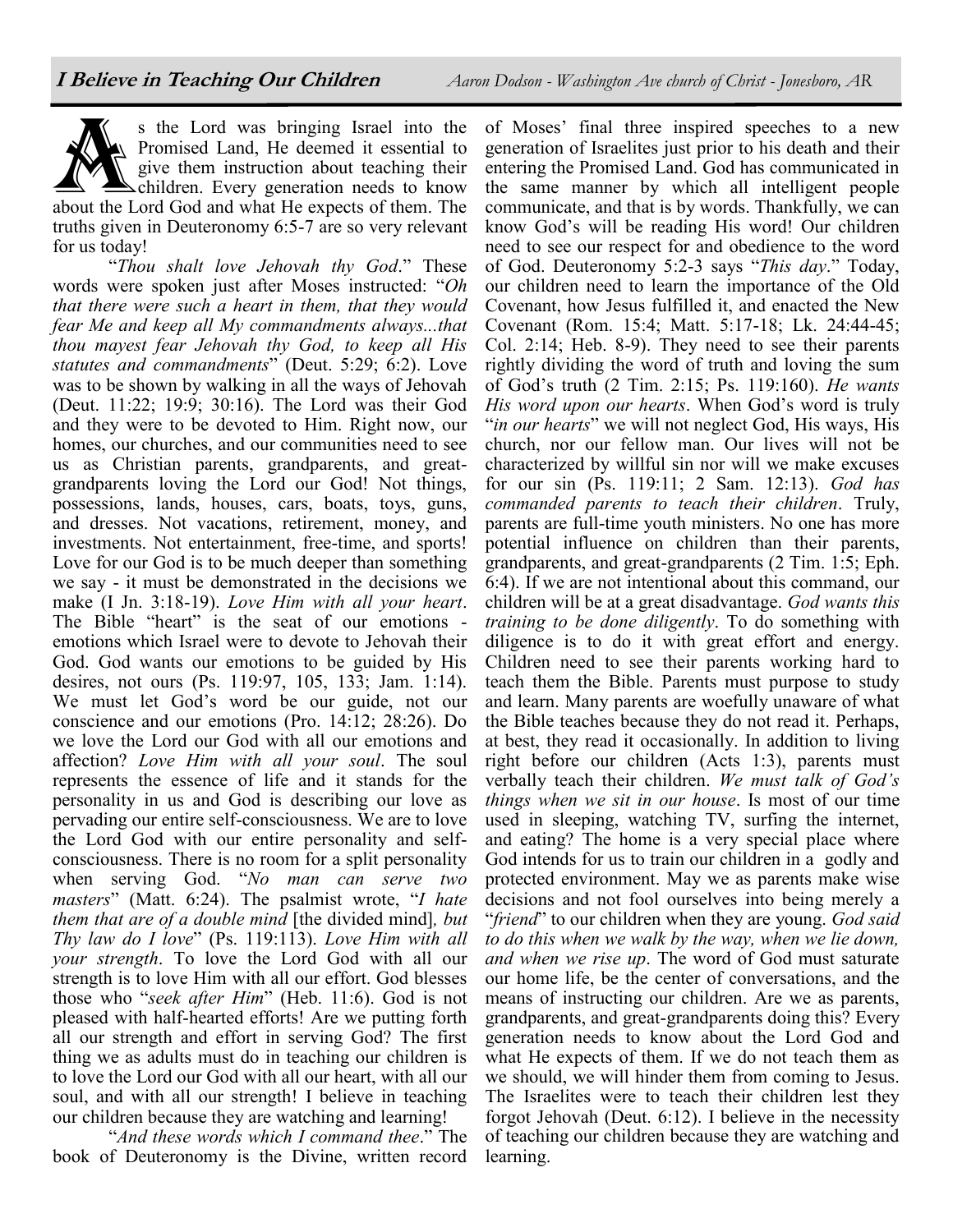## I Believe in Teaching Our Children

*Aaron Dodson - Washington Ave church of Christ - Jonesboro, AR*

As the Lord was bringing Israel into the Promised Land, He deemed it essential to give them instruction about teaching their children. Every generation needs to know about the Lord God and what He expects of them. The truths given in Deuteronomy 6:5-7 are so very relevant for us today!

"*Thou shalt love Jehovah thy God*." These words were spoken just after Moses instructed: "*Oh that there were such a heart in them, that they would fear Me and keep all My commandments always...that thou mayest fear Jehovah thy God, to keep all His statutes and commandments*" (Deut. 5:29; 6:2). Love was to be shown by walking in all the ways of Jehovah (Deut. 11:22; 19:9; 30:16). The Lord was their God and they were to be devoted to Him. Right now, our homes, our churches, and our communities need to see us as Christian parents, grandparents, and great-grandparents loving the Lord our God! Not things, possessions, lands, houses, cars, boats, toys, guns, and dresses. Not vacations, retirement, money, and investments. Not entertainment, free-time, and sports! Love for our God is to be much deeper than something we say - it must be demonstrated in the decisions we make (I Jn. 3:18-19). *Love Him with all your heart*. The Bible "heart" is the seat of our emotions - emotions which Israel were to devote to Jehovah their God. God wants our emotions to be guided by His desires, not ours (Ps. 119:97, 105, 133; Jam. 1:14). We must let God's word be our guide, not our conscience and our emotions (Pro. 14:12; 28:26). Do we love the Lord our God with all our emotions and affection? *Love Him with all your soul*. The soul represents the essence of life and it stands for the personality in us and God is describing our love as pervading our entire self-consciousness. We are to love the Lord God with our entire personality and self-consciousness. There is no room for a split personality when serving God. "*No man can serve two masters*" (Matt. 6:24). The psalmist wrote, "*I hate them that are of a double mind* [the divided mind]*, but Thy law do I love*" (Ps. 119:113). *Love Him with all your strength*. To love the Lord God with all our strength is to love Him with all our effort. God blesses those who "*seek after Him*" (Heb. 11:6). God is not pleased with half-hearted efforts! Are we putting forth all our strength and effort in serving God? The first thing we as adults must do in teaching our children is to love the Lord our God with all our heart, with all our soul, and with all our strength! I believe in teaching our children because they are watching and learning!

"*And these words which I command thee*." The book of Deuteronomy is the Divine, written record of Moses' final three inspired speeches to a new generation of Israelites just prior to his death and their entering the Promised Land. God has communicated in the same manner by which all intelligent people communicate, and that is by words. Thankfully, we can know God's will be reading His word! Our children need to see our respect for and obedience to the word of God. Deuteronomy 5:2-3 says "*This day*." Today, our children need to learn the importance of the Old Covenant, how Jesus fulfilled it, and enacted the New Covenant (Rom. 15:4; Matt. 5:17-18; Lk. 24:44-45; Col. 2:14; Heb. 8-9). They need to see their parents rightly dividing the word of truth and loving the sum of God's truth (2 Tim. 2:15; Ps. 119:160). *He wants His word upon our hearts*. When God's word is truly "*in our hearts*" we will not neglect God, His ways, His church, nor our fellow man. Our lives will not be characterized by willful sin nor will we make excuses for our sin (Ps. 119:11; 2 Sam. 12:13). *God has commanded parents to teach their children*. Truly, parents are full-time youth ministers. No one has more potential influence on children than their parents, grandparents, and great-grandparents (2 Tim. 1:5; Eph. 6:4). If we are not intentional about this command, our children will be at a great disadvantage. *God wants this training to be done diligently*. To do something with diligence is to do it with great effort and energy. Children need to see their parents working hard to teach them the Bible. Parents must purpose to study and learn. Many parents are woefully unaware of what the Bible teaches because they do not read it. Perhaps, at best, they read it occasionally. In addition to living right before our children (Acts 1:3), parents must verbally teach their children. *We must talk of God's things when we sit in our house*. Is most of our time used in sleeping, watching TV, surfing the internet, and eating? The home is a very special place where God intends for us to train our children in a godly and protected environment. May we as parents make wise decisions and not fool ourselves into being merely a "*friend*" to our children when they are young. *God said to do this when we walk by the way, when we lie down, and when we rise up*. The word of God must saturate our home life, be the center of conversations, and the means of instructing our children. Are we as parents, grandparents, and great-grandparents doing this? Every generation needs to know about the Lord God and what He expects of them. If we do not teach them as we should, we will hinder them from coming to Jesus. The Israelites were to teach their children lest they forgot Jehovah (Deut. 6:12). I believe in the necessity of teaching our children because they are watching and learning.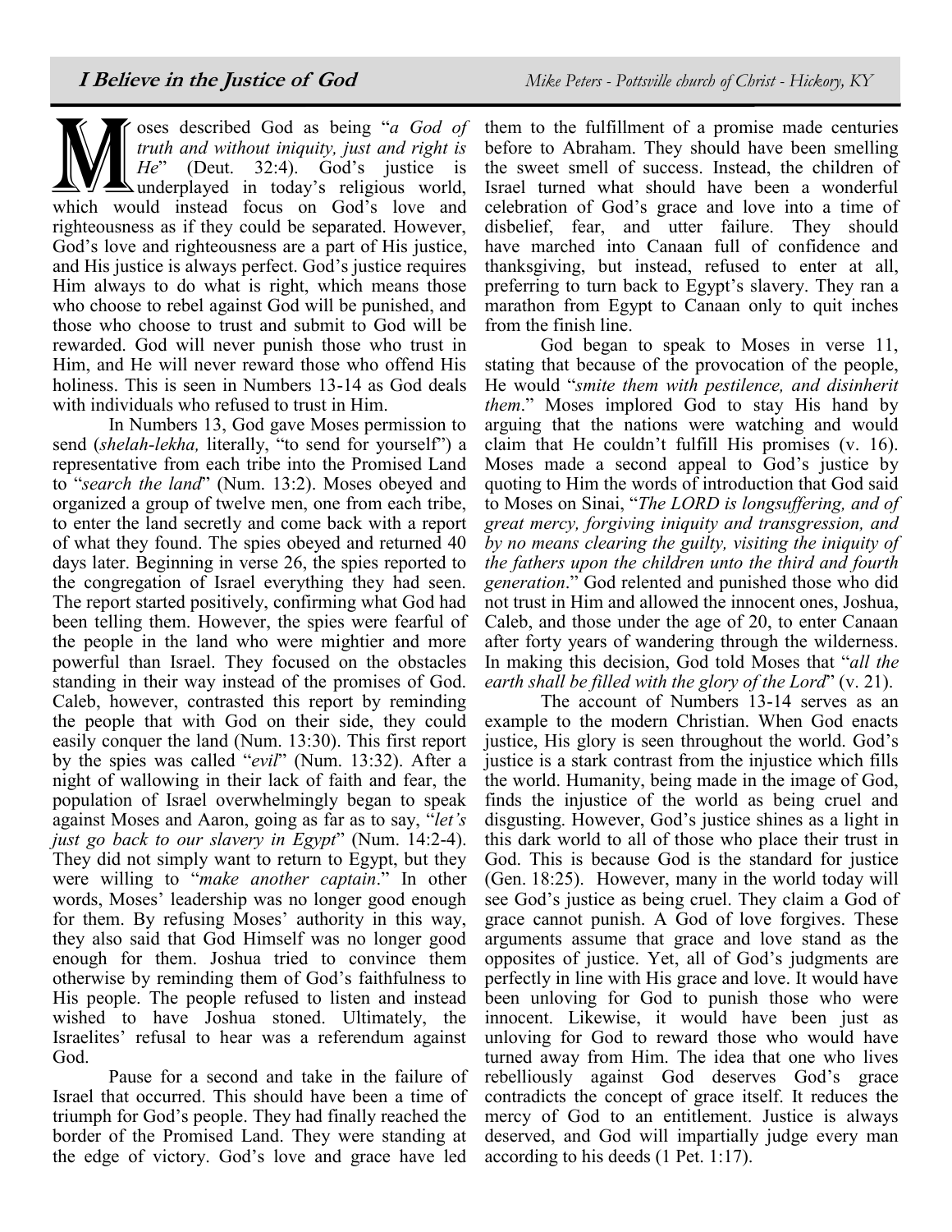# I Believe in the Justice of God

*Mike Peters - Pottsville church of Christ - Hickory, KY*

Moses described God as being "*a God of truth and without iniquity, just and right is He*" (Deut. 32:4). God's justice is underplayed in today's religious world, which would instead focus on God's love and righteousness as if they could be separated. However, God's love and righteousness are a part of His justice, and His justice is always perfect. God's justice requires Him always to do what is right, which means those who choose to rebel against God will be punished, and those who choose to trust and submit to God will be rewarded. God will never punish those who trust in Him, and He will never reward those who offend His holiness. This is seen in Numbers 13-14 as God deals with individuals who refused to trust in Him.

In Numbers 13, God gave Moses permission to send (*shelah-lekha,* literally, "to send for yourself") a representative from each tribe into the Promised Land to "*search the land*" (Num. 13:2). Moses obeyed and organized a group of twelve men, one from each tribe, to enter the land secretly and come back with a report of what they found. The spies obeyed and returned 40 days later. Beginning in verse 26, the spies reported to the congregation of Israel everything they had seen. The report started positively, confirming what God had been telling them. However, the spies were fearful of the people in the land who were mightier and more powerful than Israel. They focused on the obstacles standing in their way instead of the promises of God. Caleb, however, contrasted this report by reminding the people that with God on their side, they could easily conquer the land (Num. 13:30). This first report by the spies was called "*evil*" (Num. 13:32). After a night of wallowing in their lack of faith and fear, the population of Israel overwhelmingly began to speak against Moses and Aaron, going as far as to say, "*let's just go back to our slavery in Egypt*" (Num. 14:2-4). They did not simply want to return to Egypt, but they were willing to "*make another captain*." In other words, Moses' leadership was no longer good enough for them. By refusing Moses' authority in this way, they also said that God Himself was no longer good enough for them. Joshua tried to convince them otherwise by reminding them of God's faithfulness to His people. The people refused to listen and instead wished to have Joshua stoned. Ultimately, the Israelites' refusal to hear was a referendum against God.

Pause for a second and take in the failure of Israel that occurred. This should have been a time of triumph for God's people. They had finally reached the border of the Promised Land. They were standing at the edge of victory. God's love and grace have led them to the fulfillment of a promise made centuries before to Abraham. They should have been smelling the sweet smell of success. Instead, the children of Israel turned what should have been a wonderful celebration of God's grace and love into a time of disbelief, fear, and utter failure. They should have marched into Canaan full of confidence and thanksgiving, but instead, refused to enter at all, preferring to turn back to Egypt's slavery. They ran a marathon from Egypt to Canaan only to quit inches from the finish line.

God began to speak to Moses in verse 11, stating that because of the provocation of the people, He would "*smite them with pestilence, and disinherit them*." Moses implored God to stay His hand by arguing that the nations were watching and would claim that He couldn't fulfill His promises (v. 16). Moses made a second appeal to God's justice by quoting to Him the words of introduction that God said to Moses on Sinai, "*The LORD is longsuffering, and of great mercy, forgiving iniquity and transgression, and by no means clearing the guilty, visiting the iniquity of the fathers upon the children unto the third and fourth generation*." God relented and punished those who did not trust in Him and allowed the innocent ones, Joshua, Caleb, and those under the age of 20, to enter Canaan after forty years of wandering through the wilderness. In making this decision, God told Moses that "*all the earth shall be filled with the glory of the Lord*" (v. 21).

The account of Numbers 13-14 serves as an example to the modern Christian. When God enacts justice, His glory is seen throughout the world. God's justice is a stark contrast from the injustice which fills the world. Humanity, being made in the image of God, finds the injustice of the world as being cruel and disgusting. However, God's justice shines as a light in this dark world to all of those who place their trust in God. This is because God is the standard for justice (Gen. 18:25). However, many in the world today will see God's justice as being cruel. They claim a God of grace cannot punish. A God of love forgives. These arguments assume that grace and love stand as the opposites of justice. Yet, all of God's judgments are perfectly in line with His grace and love. It would have been unloving for God to punish those who were innocent. Likewise, it would have been just as unloving for God to reward those who would have turned away from Him. The idea that one who lives rebelliously against God deserves God's grace contradicts the concept of grace itself. It reduces the mercy of God to an entitlement. Justice is always deserved, and God will impartially judge every man according to his deeds (1 Pet. 1:17).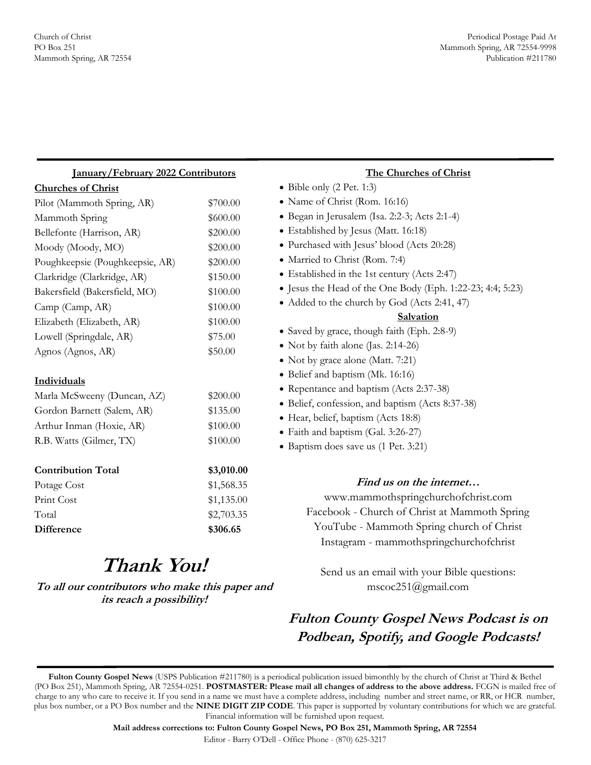Church of Christ
PO Box 251
Mammoth Spring, AR 72554

Periodical Postage Paid At
Mammoth Spring, AR 72554-9998
Publication #211780

## January/February 2022 Contributors

| | |
|---|---|
| **Churches of Christ** | |
| Pilot (Mammoth Spring, AR) | $700.00 |
| Mammoth Spring | $600.00 |
| Bellefonte (Harrison, AR) | $200.00 |
| Moody (Moody, MO) | $200.00 |
| Poughkeepsie (Poughkeepsie, AR) | $200.00 |
| Clarkridge (Clarkridge, AR) | $150.00 |
| Bakersfield (Bakersfield, MO) | $100.00 |
| Camp (Camp, AR) | $100.00 |
| Elizabeth (Elizabeth, AR) | $100.00 |
| Lowell (Springdale, AR) | $75.00 |
| Agnos (Agnos, AR) | $50.00 |
| **Individuals** | |
| Marla McSweeny (Duncan, AZ) | $200.00 |
| Gordon Barnett (Salem, AR) | $135.00 |
| Arthur Inman (Hoxie, AR) | $100.00 |
| R.B. Watts (Gilmer, TX) | $100.00 |
| **Contribution Total** | **$3,010.00** |
| Potage Cost | $1,568.35 |
| Print Cost | $1,135.00 |
| Total | $2,703.35 |
| **Difference** | **$306.65** |

# ***Thank You!***

***To all our contributors who make this paper and its reach a possibility!***

## The Churches of Christ

- Bible only (2 Pet. 1:3)
- Name of Christ (Rom. 16:16)
- Began in Jerusalem (Isa. 2:2-3; Acts 2:1-4)
- Established by Jesus (Matt. 16:18)
- Purchased with Jesus' blood (Acts 20:28)
- Married to Christ (Rom. 7:4)
- Established in the 1st century (Acts 2:47)
- Jesus the Head of the One Body (Eph. 1:22-23; 4:4; 5:23)
- Added to the church by God (Acts 2:41, 47)

## Salvation

- Saved by grace, though faith (Eph. 2:8-9)
- Not by faith alone (Jas. 2:14-26)
- Not by grace alone (Matt. 7:21)
- Belief and baptism (Mk. 16:16)
- Repentance and baptism (Acts 2:37-38)
- Belief, confession, and baptism (Acts 8:37-38)
- Hear, belief, baptism (Acts 18:8)
- Faith and baptism (Gal. 3:26-27)
- Baptism does save us (1 Pet. 3:21)

***Find us on the internet…***

www.mammothspringchurchofchrist.com
Facebook - Church of Christ at Mammoth Spring
YouTube - Mammoth Spring church of Christ
Instagram - mammothspringchurchofchrist

Send us an email with your Bible questions:
mscoc251@gmail.com

***Fulton County Gospel News Podcast is on Podbean, Spotify, and Google Podcasts!***

**Fulton County Gospel News** (USPS Publication #211780) is a periodical publication issued bimonthly by the church of Christ at Third & Bethel (PO Box 251), Mammoth Spring, AR 72554-0251. **POSTMASTER: Please mail all changes of address to the above address.** FCGN is mailed free of charge to any who care to receive it. If you send in a name we must have a complete address, including number and street name, or RR, or HCR number, plus box number, or a PO Box number and the **NINE DIGIT ZIP CODE**. This paper is supported by voluntary contributions for which we are grateful. Financial information will be furnished upon request.

**Mail address corrections to: Fulton County Gospel News, PO Box 251, Mammoth Spring, AR 72554**

Editor - Barry O'Dell - Office Phone - (870) 625-3217